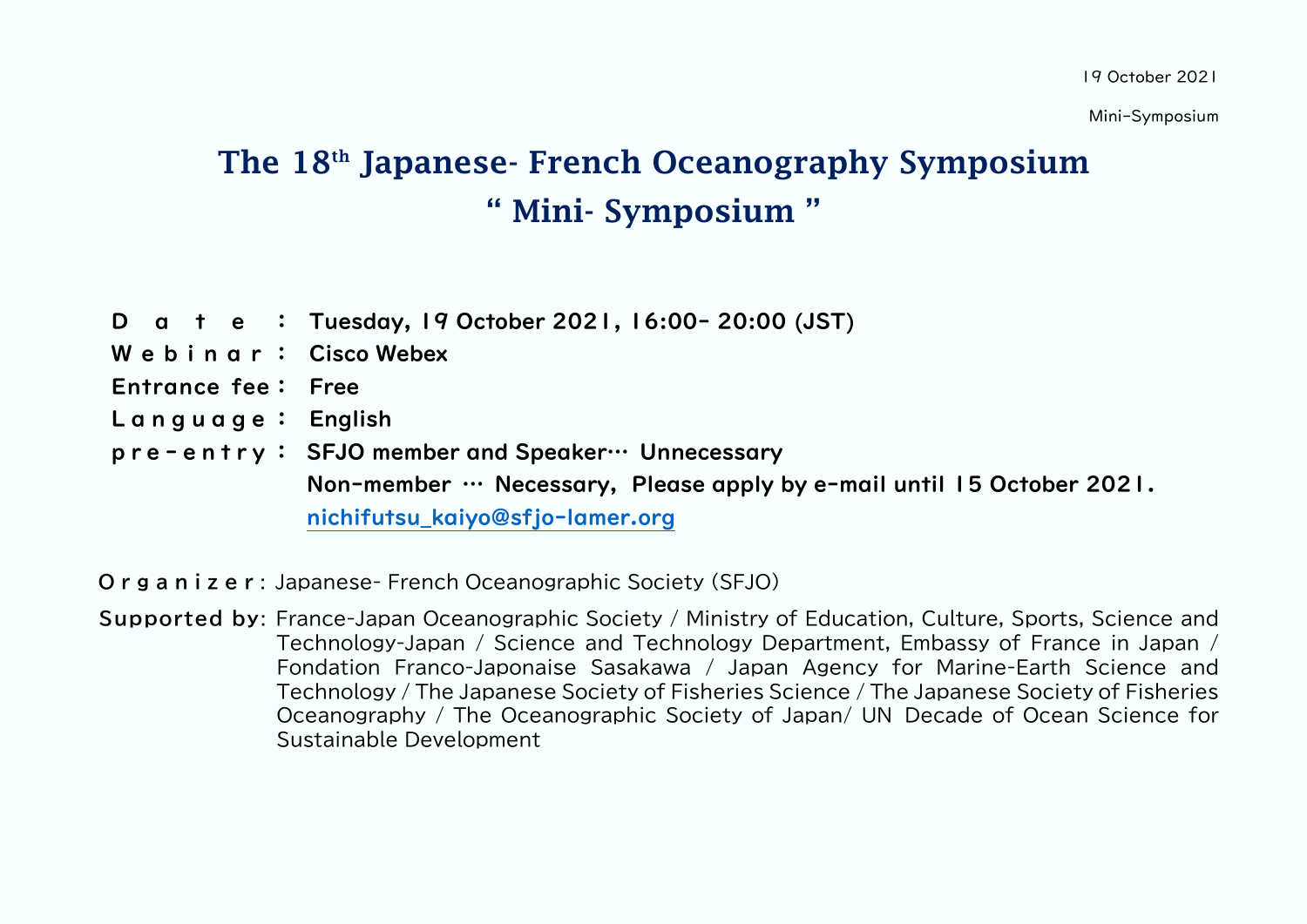19 October 2021

Mini-Symposium

# The 18th Japanese- French Oceanography Symposium
# " Mini- Symposium "

**D a t e :** Tuesday, 19 October 2021, 16:00- 20:00 (JST)
**W e b i n a r :** Cisco Webex
**Entrance fee :** Free
**L a n g u a g e :** English
**p r e - e n t r y :** SFJO member and Speaker… Unnecessary
Non-member … Necessary, Please apply by e-mail until 15 October 2021.
nichifutsu_kaiyo@sfjo-lamer.org

**O r g a n i z e r :** Japanese- French Oceanographic Society (SFJO)

**Supported by:** France-Japan Oceanographic Society / Ministry of Education, Culture, Sports, Science and Technology-Japan / Science and Technology Department, Embassy of France in Japan / Fondation Franco-Japonaise Sasakawa / Japan Agency for Marine-Earth Science and Technology / The Japanese Society of Fisheries Science / The Japanese Society of Fisheries Oceanography / The Oceanographic Society of Japan/ UN Decade of Ocean Science for Sustainable Development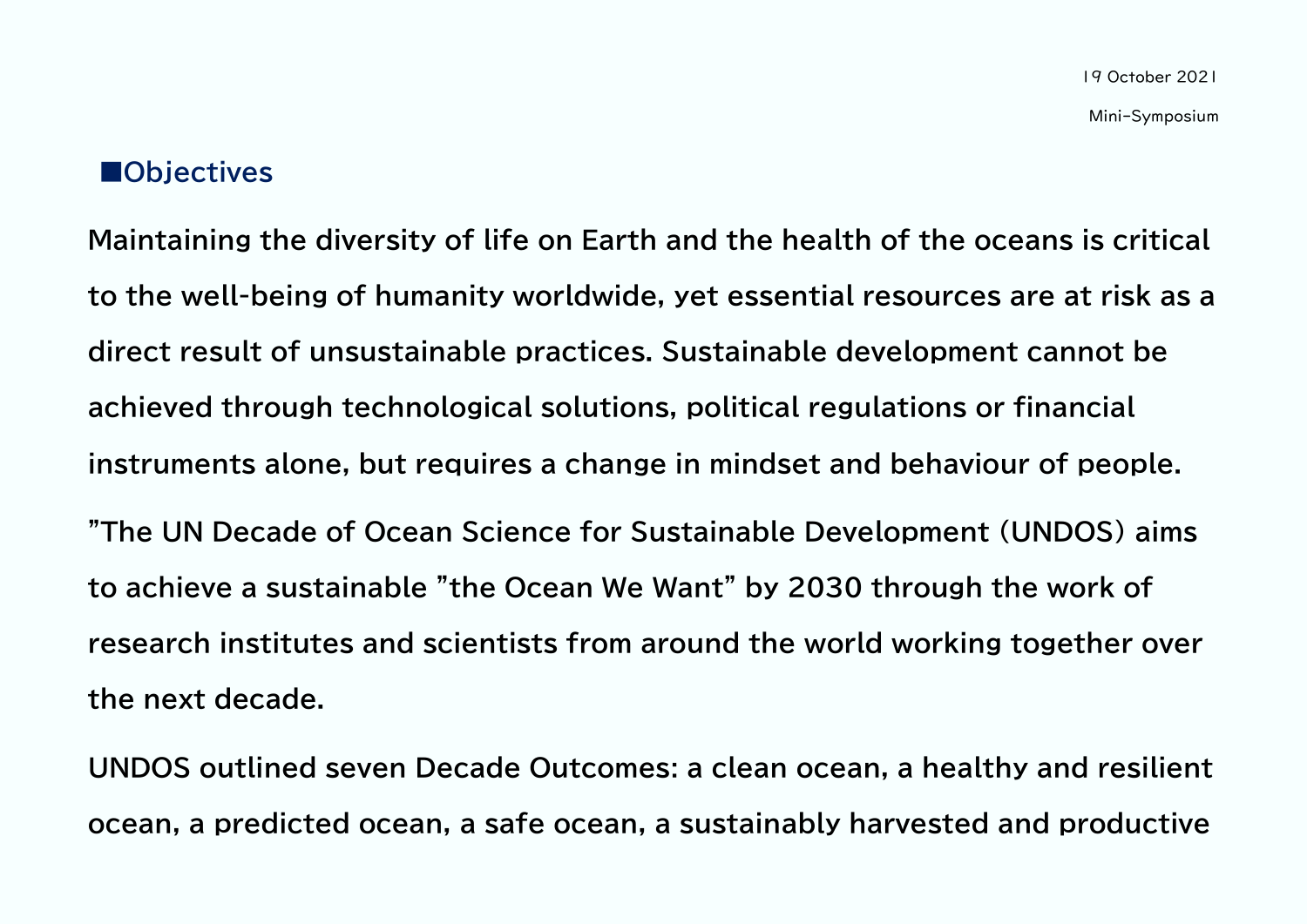## ■Objectives

**Maintaining the diversity of life on Earth and the health of the oceans is critical to the well-being of humanity worldwide, yet essential resources are at risk as a direct result of unsustainable practices. Sustainable development cannot be achieved through technological solutions, political regulations or financial instruments alone, but requires a change in mindset and behaviour of people.**

**”The UN Decade of Ocean Science for Sustainable Development (UNDOS) aims to achieve a sustainable ”the Ocean We Want” by 2030 through the work of research institutes and scientists from around the world working together over the next decade.**

**UNDOS outlined seven Decade Outcomes: a clean ocean, a healthy and resilient ocean, a predicted ocean, a safe ocean, a sustainably harvested and productive**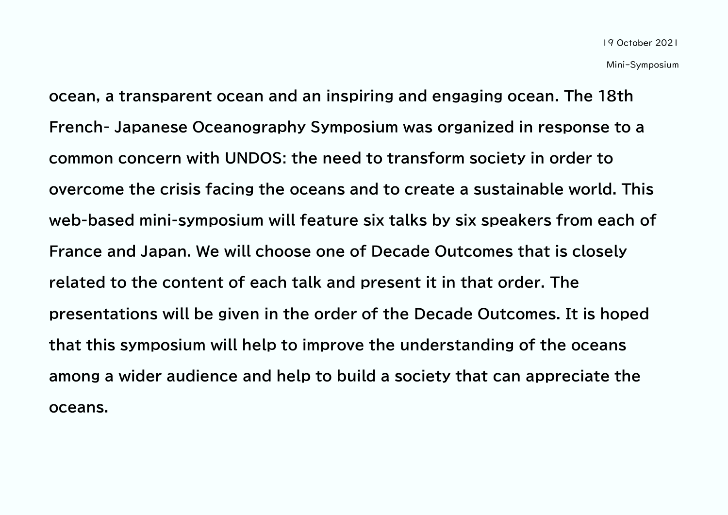ocean, a transparent ocean and an inspiring and engaging ocean. The 18th French- Japanese Oceanography Symposium was organized in response to a common concern with UNDOS: the need to transform society in order to overcome the crisis facing the oceans and to create a sustainable world. This web-based mini-symposium will feature six talks by six speakers from each of France and Japan. We will choose one of Decade Outcomes that is closely related to the content of each talk and present it in that order. The presentations will be given in the order of the Decade Outcomes. It is hoped that this symposium will help to improve the understanding of the oceans among a wider audience and help to build a society that can appreciate the oceans.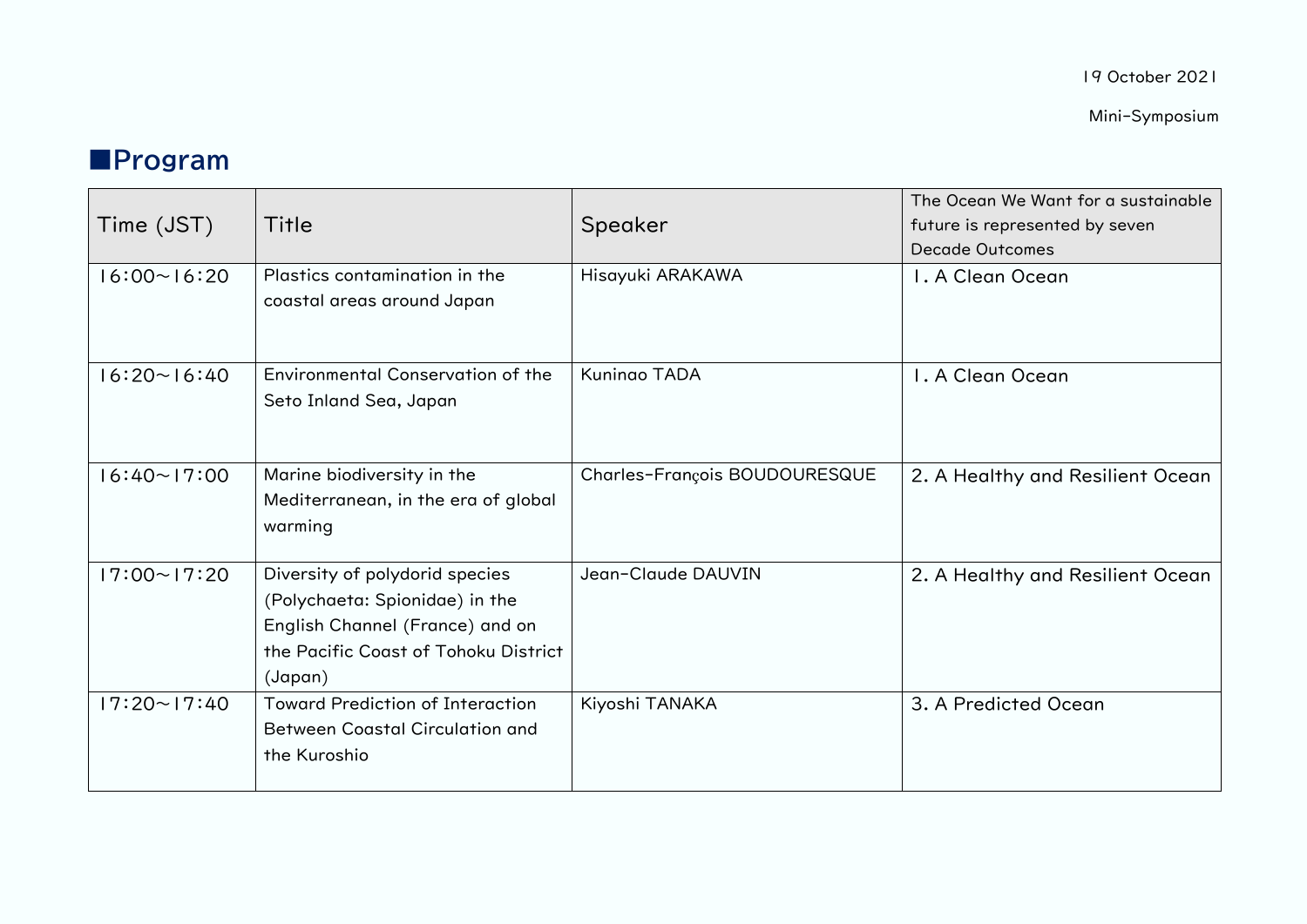19 October 2021

Mini-Symposium

## ■Program

| Time (JST) | Title | Speaker | The Ocean We Want for a sustainable future is represented by seven Decade Outcomes |
|---|---|---|---|
| 16:00～16:20 | Plastics contamination in the coastal areas around Japan | Hisayuki ARAKAWA | 1. A Clean Ocean |
| 16:20～16:40 | Environmental Conservation of the Seto Inland Sea, Japan | Kuninao TADA | 1. A Clean Ocean |
| 16:40～17:00 | Marine biodiversity in the Mediterranean, in the era of global warming | Charles-François BOUDOURESQUE | 2. A Healthy and Resilient Ocean |
| 17:00～17:20 | Diversity of polydorid species (Polychaeta: Spionidae) in the English Channel (France) and on the Pacific Coast of Tohoku District (Japan) | Jean-Claude DAUVIN | 2. A Healthy and Resilient Ocean |
| 17:20～17:40 | Toward Prediction of Interaction Between Coastal Circulation and the Kuroshio | Kiyoshi TANAKA | 3. A Predicted Ocean |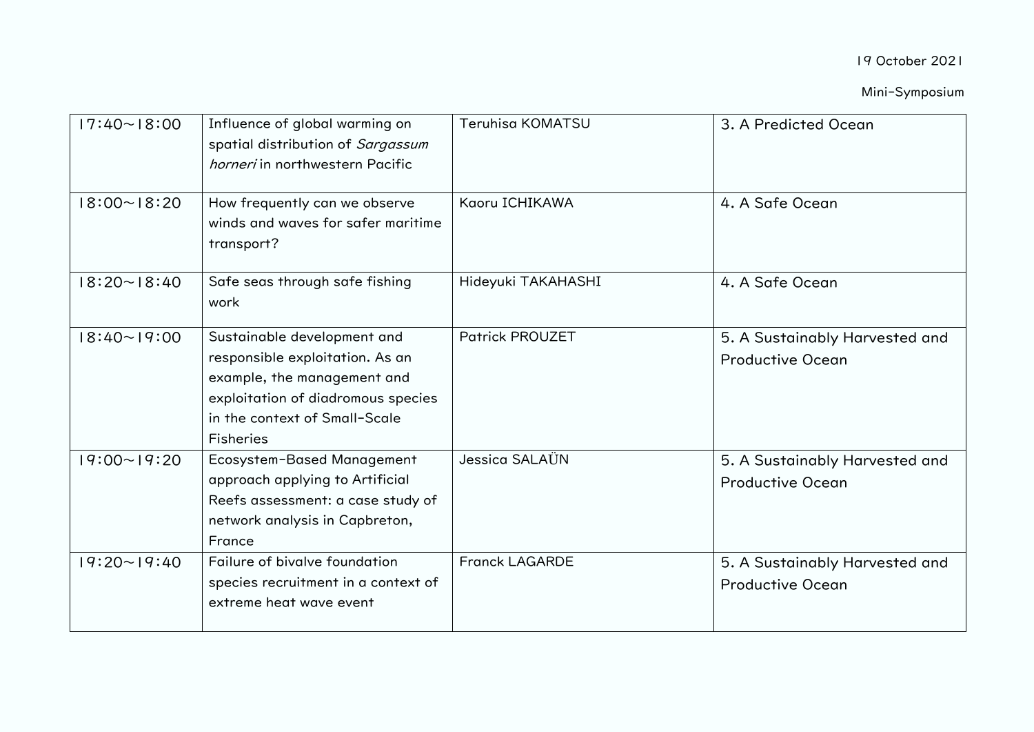19 October 2021

Mini-Symposium

| | | | |
|---|---|---|---|
| 17:40～18:00 | Influence of global warming on spatial distribution of *Sargassum horneri* in northwestern Pacific | Teruhisa KOMATSU | 3. A Predicted Ocean |
| 18:00～18:20 | How frequently can we observe winds and waves for safer maritime transport? | Kaoru ICHIKAWA | 4. A Safe Ocean |
| 18:20～18:40 | Safe seas through safe fishing work | Hideyuki TAKAHASHI | 4. A Safe Ocean |
| 18:40～19:00 | Sustainable development and responsible exploitation. As an example, the management and exploitation of diadromous species in the context of Small-Scale Fisheries | Patrick PROUZET | 5. A Sustainably Harvested and Productive Ocean |
| 19:00～19:20 | Ecosystem-Based Management approach applying to Artificial Reefs assessment: a case study of network analysis in Capbreton, France | Jessica SALAÜN | 5. A Sustainably Harvested and Productive Ocean |
| 19:20～19:40 | Failure of bivalve foundation species recruitment in a context of extreme heat wave event | Franck LAGARDE | 5. A Sustainably Harvested and Productive Ocean |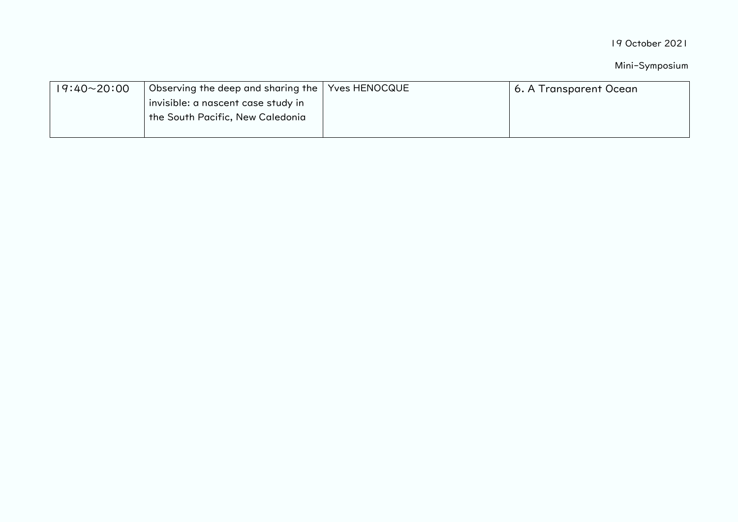19 October 2021

Mini-Symposium

| | | | |
|---|---|---|---|
| 19:40~20:00 | Observing the deep and sharing the invisible: a nascent case study in the South Pacific, New Caledonia | Yves HENOCQUE | 6. A Transparent Ocean |